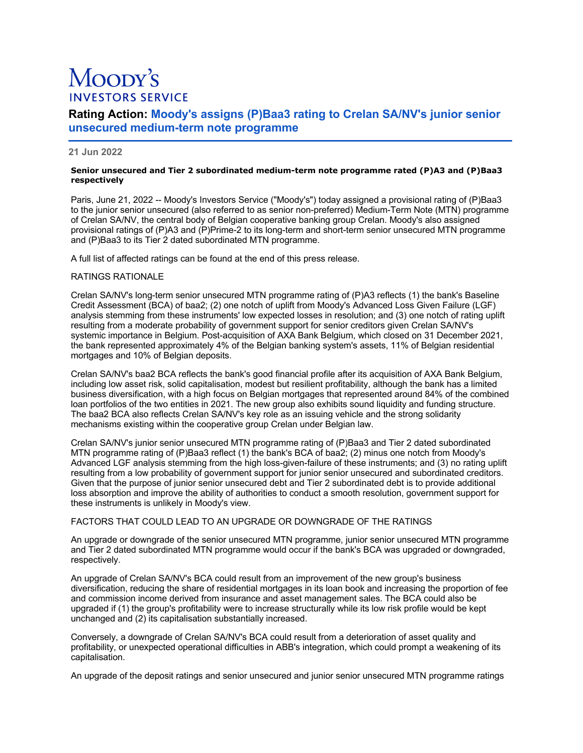# Moody's INVESTORS SERVICE

## Rating Action: Moody's assigns (P)Baa3 rating to Crelan SA/NV's junior senior unsecured medium-term note programme

**21 Jun 2022**

**Senior unsecured and Tier 2 subordinated medium-term note programme rated (P)A3 and (P)Baa3 respectively**

Paris, June 21, 2022 -- Moody's Investors Service ("Moody's") today assigned a provisional rating of (P)Baa3 to the junior senior unsecured (also referred to as senior non-preferred) Medium-Term Note (MTN) programme of Crelan SA/NV, the central body of Belgian cooperative banking group Crelan. Moody's also assigned provisional ratings of (P)A3 and (P)Prime-2 to its long-term and short-term senior unsecured MTN programme and (P)Baa3 to its Tier 2 dated subordinated MTN programme.

A full list of affected ratings can be found at the end of this press release.

RATINGS RATIONALE

Crelan SA/NV's long-term senior unsecured MTN programme rating of (P)A3 reflects (1) the bank's Baseline Credit Assessment (BCA) of baa2; (2) one notch of uplift from Moody's Advanced Loss Given Failure (LGF) analysis stemming from these instruments' low expected losses in resolution; and (3) one notch of rating uplift resulting from a moderate probability of government support for senior creditors given Crelan SA/NV's systemic importance in Belgium. Post-acquisition of AXA Bank Belgium, which closed on 31 December 2021, the bank represented approximately 4% of the Belgian banking system's assets, 11% of Belgian residential mortgages and 10% of Belgian deposits.

Crelan SA/NV's baa2 BCA reflects the bank's good financial profile after its acquisition of AXA Bank Belgium, including low asset risk, solid capitalisation, modest but resilient profitability, although the bank has a limited business diversification, with a high focus on Belgian mortgages that represented around 84% of the combined loan portfolios of the two entities in 2021. The new group also exhibits sound liquidity and funding structure. The baa2 BCA also reflects Crelan SA/NV's key role as an issuing vehicle and the strong solidarity mechanisms existing within the cooperative group Crelan under Belgian law.

Crelan SA/NV's junior senior unsecured MTN programme rating of (P)Baa3 and Tier 2 dated subordinated MTN programme rating of (P)Baa3 reflect (1) the bank's BCA of baa2; (2) minus one notch from Moody's Advanced LGF analysis stemming from the high loss-given-failure of these instruments; and (3) no rating uplift resulting from a low probability of government support for junior senior unsecured and subordinated creditors. Given that the purpose of junior senior unsecured debt and Tier 2 subordinated debt is to provide additional loss absorption and improve the ability of authorities to conduct a smooth resolution, government support for these instruments is unlikely in Moody's view.

FACTORS THAT COULD LEAD TO AN UPGRADE OR DOWNGRADE OF THE RATINGS

An upgrade or downgrade of the senior unsecured MTN programme, junior senior unsecured MTN programme and Tier 2 dated subordinated MTN programme would occur if the bank's BCA was upgraded or downgraded, respectively.

An upgrade of Crelan SA/NV's BCA could result from an improvement of the new group's business diversification, reducing the share of residential mortgages in its loan book and increasing the proportion of fee and commission income derived from insurance and asset management sales. The BCA could also be upgraded if (1) the group's profitability were to increase structurally while its low risk profile would be kept unchanged and (2) its capitalisation substantially increased.

Conversely, a downgrade of Crelan SA/NV's BCA could result from a deterioration of asset quality and profitability, or unexpected operational difficulties in ABB's integration, which could prompt a weakening of its capitalisation.

An upgrade of the deposit ratings and senior unsecured and junior senior unsecured MTN programme ratings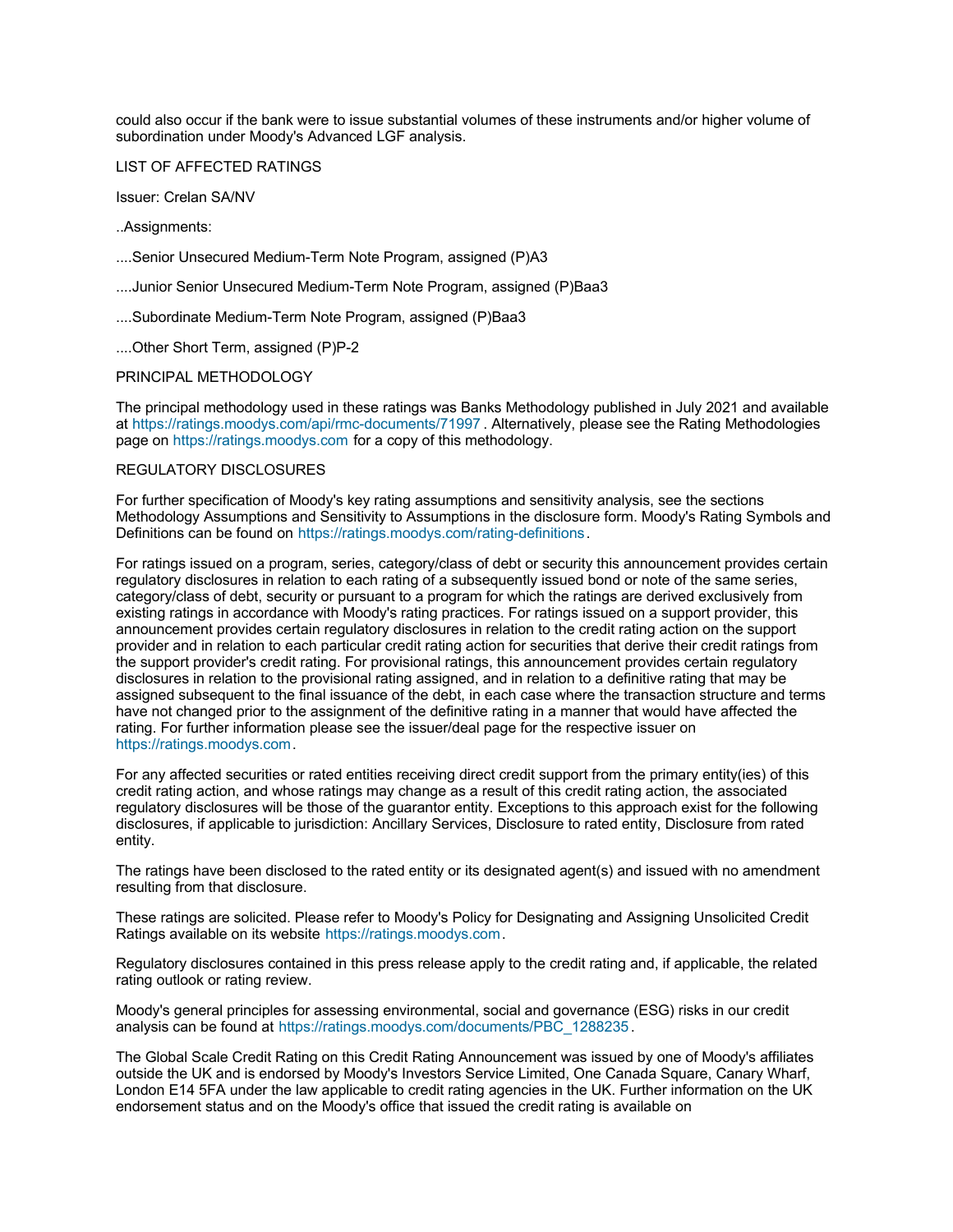could also occur if the bank were to issue substantial volumes of these instruments and/or higher volume of subordination under Moody's Advanced LGF analysis.

LIST OF AFFECTED RATINGS

Issuer: Crelan SA/NV

..Assignments:

....Senior Unsecured Medium-Term Note Program, assigned (P)A3

....Junior Senior Unsecured Medium-Term Note Program, assigned (P)Baa3

....Subordinate Medium-Term Note Program, assigned (P)Baa3

....Other Short Term, assigned (P)P-2

PRINCIPAL METHODOLOGY

The principal methodology used in these ratings was Banks Methodology published in July 2021 and available at https://ratings.moodys.com/api/rmc-documents/71997 . Alternatively, please see the Rating Methodologies page on https://ratings.moodys.com for a copy of this methodology.

REGULATORY DISCLOSURES

For further specification of Moody's key rating assumptions and sensitivity analysis, see the sections Methodology Assumptions and Sensitivity to Assumptions in the disclosure form. Moody's Rating Symbols and Definitions can be found on https://ratings.moodys.com/rating-definitions.

For ratings issued on a program, series, category/class of debt or security this announcement provides certain regulatory disclosures in relation to each rating of a subsequently issued bond or note of the same series, category/class of debt, security or pursuant to a program for which the ratings are derived exclusively from existing ratings in accordance with Moody's rating practices. For ratings issued on a support provider, this announcement provides certain regulatory disclosures in relation to the credit rating action on the support provider and in relation to each particular credit rating action for securities that derive their credit ratings from the support provider's credit rating. For provisional ratings, this announcement provides certain regulatory disclosures in relation to the provisional rating assigned, and in relation to a definitive rating that may be assigned subsequent to the final issuance of the debt, in each case where the transaction structure and terms have not changed prior to the assignment of the definitive rating in a manner that would have affected the rating. For further information please see the issuer/deal page for the respective issuer on https://ratings.moodys.com.

For any affected securities or rated entities receiving direct credit support from the primary entity(ies) of this credit rating action, and whose ratings may change as a result of this credit rating action, the associated regulatory disclosures will be those of the guarantor entity. Exceptions to this approach exist for the following disclosures, if applicable to jurisdiction: Ancillary Services, Disclosure to rated entity, Disclosure from rated entity.

The ratings have been disclosed to the rated entity or its designated agent(s) and issued with no amendment resulting from that disclosure.

These ratings are solicited. Please refer to Moody's Policy for Designating and Assigning Unsolicited Credit Ratings available on its website https://ratings.moodys.com.

Regulatory disclosures contained in this press release apply to the credit rating and, if applicable, the related rating outlook or rating review.

Moody's general principles for assessing environmental, social and governance (ESG) risks in our credit analysis can be found at https://ratings.moodys.com/documents/PBC_1288235.

The Global Scale Credit Rating on this Credit Rating Announcement was issued by one of Moody's affiliates outside the UK and is endorsed by Moody's Investors Service Limited, One Canada Square, Canary Wharf, London E14 5FA under the law applicable to credit rating agencies in the UK. Further information on the UK endorsement status and on the Moody's office that issued the credit rating is available on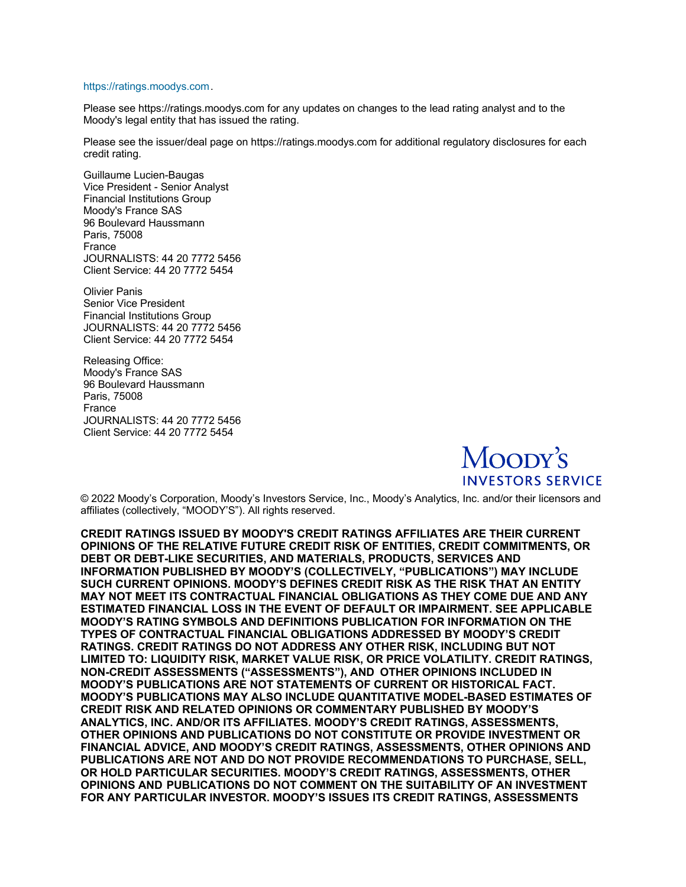https://ratings.moodys.com.

Please see https://ratings.moodys.com for any updates on changes to the lead rating analyst and to the Moody's legal entity that has issued the rating.

Please see the issuer/deal page on https://ratings.moodys.com for additional regulatory disclosures for each credit rating.

Guillaume Lucien-Baugas
Vice President - Senior Analyst
Financial Institutions Group
Moody's France SAS
96 Boulevard Haussmann
Paris, 75008
France
JOURNALISTS: 44 20 7772 5456
Client Service: 44 20 7772 5454

Olivier Panis
Senior Vice President
Financial Institutions Group
JOURNALISTS: 44 20 7772 5456
Client Service: 44 20 7772 5454

Releasing Office:
Moody's France SAS
96 Boulevard Haussmann
Paris, 75008
France
JOURNALISTS: 44 20 7772 5456
Client Service: 44 20 7772 5454

MOODY'S INVESTORS SERVICE

© 2022 Moody's Corporation, Moody's Investors Service, Inc., Moody's Analytics, Inc. and/or their licensors and affiliates (collectively, "MOODY'S"). All rights reserved.

**CREDIT RATINGS ISSUED BY MOODY'S CREDIT RATINGS AFFILIATES ARE THEIR CURRENT OPINIONS OF THE RELATIVE FUTURE CREDIT RISK OF ENTITIES, CREDIT COMMITMENTS, OR DEBT OR DEBT-LIKE SECURITIES, AND MATERIALS, PRODUCTS, SERVICES AND INFORMATION PUBLISHED BY MOODY'S (COLLECTIVELY, "PUBLICATIONS") MAY INCLUDE SUCH CURRENT OPINIONS. MOODY'S DEFINES CREDIT RISK AS THE RISK THAT AN ENTITY MAY NOT MEET ITS CONTRACTUAL FINANCIAL OBLIGATIONS AS THEY COME DUE AND ANY ESTIMATED FINANCIAL LOSS IN THE EVENT OF DEFAULT OR IMPAIRMENT. SEE APPLICABLE MOODY'S RATING SYMBOLS AND DEFINITIONS PUBLICATION FOR INFORMATION ON THE TYPES OF CONTRACTUAL FINANCIAL OBLIGATIONS ADDRESSED BY MOODY'S CREDIT RATINGS. CREDIT RATINGS DO NOT ADDRESS ANY OTHER RISK, INCLUDING BUT NOT LIMITED TO: LIQUIDITY RISK, MARKET VALUE RISK, OR PRICE VOLATILITY. CREDIT RATINGS, NON-CREDIT ASSESSMENTS ("ASSESSMENTS"), AND OTHER OPINIONS INCLUDED IN MOODY'S PUBLICATIONS ARE NOT STATEMENTS OF CURRENT OR HISTORICAL FACT. MOODY'S PUBLICATIONS MAY ALSO INCLUDE QUANTITATIVE MODEL-BASED ESTIMATES OF CREDIT RISK AND RELATED OPINIONS OR COMMENTARY PUBLISHED BY MOODY'S ANALYTICS, INC. AND/OR ITS AFFILIATES. MOODY'S CREDIT RATINGS, ASSESSMENTS, OTHER OPINIONS AND PUBLICATIONS DO NOT CONSTITUTE OR PROVIDE INVESTMENT OR FINANCIAL ADVICE, AND MOODY'S CREDIT RATINGS, ASSESSMENTS, OTHER OPINIONS AND PUBLICATIONS ARE NOT AND DO NOT PROVIDE RECOMMENDATIONS TO PURCHASE, SELL, OR HOLD PARTICULAR SECURITIES. MOODY'S CREDIT RATINGS, ASSESSMENTS, OTHER OPINIONS AND PUBLICATIONS DO NOT COMMENT ON THE SUITABILITY OF AN INVESTMENT FOR ANY PARTICULAR INVESTOR. MOODY'S ISSUES ITS CREDIT RATINGS, ASSESSMENTS**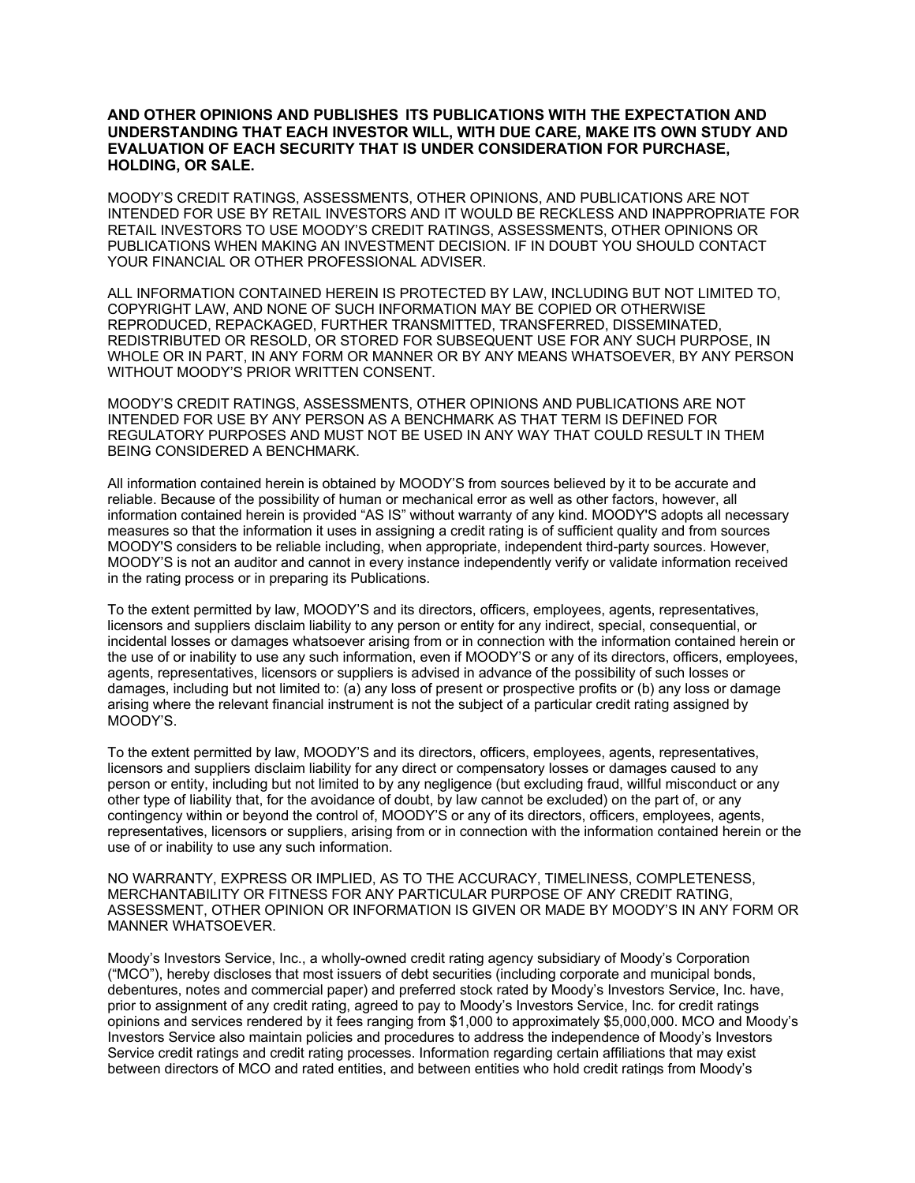**AND OTHER OPINIONS AND PUBLISHES ITS PUBLICATIONS WITH THE EXPECTATION AND UNDERSTANDING THAT EACH INVESTOR WILL, WITH DUE CARE, MAKE ITS OWN STUDY AND EVALUATION OF EACH SECURITY THAT IS UNDER CONSIDERATION FOR PURCHASE, HOLDING, OR SALE.**

MOODY'S CREDIT RATINGS, ASSESSMENTS, OTHER OPINIONS, AND PUBLICATIONS ARE NOT INTENDED FOR USE BY RETAIL INVESTORS AND IT WOULD BE RECKLESS AND INAPPROPRIATE FOR RETAIL INVESTORS TO USE MOODY'S CREDIT RATINGS, ASSESSMENTS, OTHER OPINIONS OR PUBLICATIONS WHEN MAKING AN INVESTMENT DECISION. IF IN DOUBT YOU SHOULD CONTACT YOUR FINANCIAL OR OTHER PROFESSIONAL ADVISER.

ALL INFORMATION CONTAINED HEREIN IS PROTECTED BY LAW, INCLUDING BUT NOT LIMITED TO, COPYRIGHT LAW, AND NONE OF SUCH INFORMATION MAY BE COPIED OR OTHERWISE REPRODUCED, REPACKAGED, FURTHER TRANSMITTED, TRANSFERRED, DISSEMINATED, REDISTRIBUTED OR RESOLD, OR STORED FOR SUBSEQUENT USE FOR ANY SUCH PURPOSE, IN WHOLE OR IN PART, IN ANY FORM OR MANNER OR BY ANY MEANS WHATSOEVER, BY ANY PERSON WITHOUT MOODY'S PRIOR WRITTEN CONSENT.

MOODY'S CREDIT RATINGS, ASSESSMENTS, OTHER OPINIONS AND PUBLICATIONS ARE NOT INTENDED FOR USE BY ANY PERSON AS A BENCHMARK AS THAT TERM IS DEFINED FOR REGULATORY PURPOSES AND MUST NOT BE USED IN ANY WAY THAT COULD RESULT IN THEM BEING CONSIDERED A BENCHMARK.

All information contained herein is obtained by MOODY'S from sources believed by it to be accurate and reliable. Because of the possibility of human or mechanical error as well as other factors, however, all information contained herein is provided "AS IS" without warranty of any kind. MOODY'S adopts all necessary measures so that the information it uses in assigning a credit rating is of sufficient quality and from sources MOODY'S considers to be reliable including, when appropriate, independent third-party sources. However, MOODY'S is not an auditor and cannot in every instance independently verify or validate information received in the rating process or in preparing its Publications.

To the extent permitted by law, MOODY'S and its directors, officers, employees, agents, representatives, licensors and suppliers disclaim liability to any person or entity for any indirect, special, consequential, or incidental losses or damages whatsoever arising from or in connection with the information contained herein or the use of or inability to use any such information, even if MOODY'S or any of its directors, officers, employees, agents, representatives, licensors or suppliers is advised in advance of the possibility of such losses or damages, including but not limited to: (a) any loss of present or prospective profits or (b) any loss or damage arising where the relevant financial instrument is not the subject of a particular credit rating assigned by MOODY'S.

To the extent permitted by law, MOODY'S and its directors, officers, employees, agents, representatives, licensors and suppliers disclaim liability for any direct or compensatory losses or damages caused to any person or entity, including but not limited to by any negligence (but excluding fraud, willful misconduct or any other type of liability that, for the avoidance of doubt, by law cannot be excluded) on the part of, or any contingency within or beyond the control of, MOODY'S or any of its directors, officers, employees, agents, representatives, licensors or suppliers, arising from or in connection with the information contained herein or the use of or inability to use any such information.

NO WARRANTY, EXPRESS OR IMPLIED, AS TO THE ACCURACY, TIMELINESS, COMPLETENESS, MERCHANTABILITY OR FITNESS FOR ANY PARTICULAR PURPOSE OF ANY CREDIT RATING, ASSESSMENT, OTHER OPINION OR INFORMATION IS GIVEN OR MADE BY MOODY'S IN ANY FORM OR MANNER WHATSOEVER.

Moody's Investors Service, Inc., a wholly-owned credit rating agency subsidiary of Moody's Corporation ("MCO"), hereby discloses that most issuers of debt securities (including corporate and municipal bonds, debentures, notes and commercial paper) and preferred stock rated by Moody's Investors Service, Inc. have, prior to assignment of any credit rating, agreed to pay to Moody's Investors Service, Inc. for credit ratings opinions and services rendered by it fees ranging from $1,000 to approximately $5,000,000. MCO and Moody's Investors Service also maintain policies and procedures to address the independence of Moody's Investors Service credit ratings and credit rating processes. Information regarding certain affiliations that may exist between directors of MCO and rated entities, and between entities who hold credit ratings from Moody's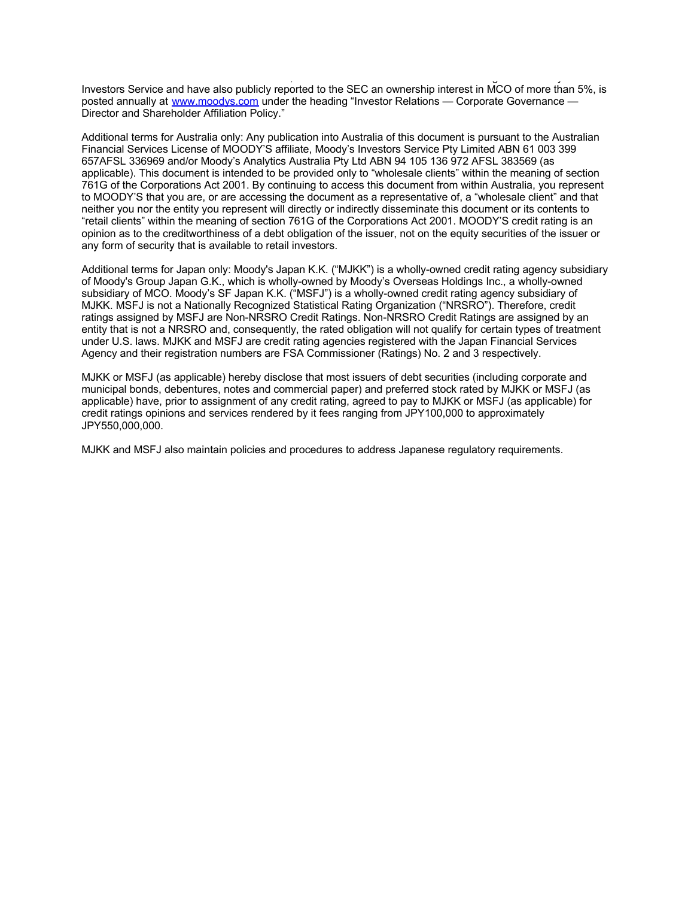Investors Service and have also publicly reported to the SEC an ownership interest in MCO of more than 5%, is posted annually at [www.moodys.com](http://www.moodys.com) under the heading "Investor Relations — Corporate Governance — Director and Shareholder Affiliation Policy."

Additional terms for Australia only: Any publication into Australia of this document is pursuant to the Australian Financial Services License of MOODY'S affiliate, Moody's Investors Service Pty Limited ABN 61 003 399 657AFSL 336969 and/or Moody's Analytics Australia Pty Ltd ABN 94 105 136 972 AFSL 383569 (as applicable). This document is intended to be provided only to "wholesale clients" within the meaning of section 761G of the Corporations Act 2001. By continuing to access this document from within Australia, you represent to MOODY'S that you are, or are accessing the document as a representative of, a "wholesale client" and that neither you nor the entity you represent will directly or indirectly disseminate this document or its contents to "retail clients" within the meaning of section 761G of the Corporations Act 2001. MOODY'S credit rating is an opinion as to the creditworthiness of a debt obligation of the issuer, not on the equity securities of the issuer or any form of security that is available to retail investors.

Additional terms for Japan only: Moody's Japan K.K. ("MJKK") is a wholly-owned credit rating agency subsidiary of Moody's Group Japan G.K., which is wholly-owned by Moody's Overseas Holdings Inc., a wholly-owned subsidiary of MCO. Moody's SF Japan K.K. ("MSFJ") is a wholly-owned credit rating agency subsidiary of MJKK. MSFJ is not a Nationally Recognized Statistical Rating Organization ("NRSRO"). Therefore, credit ratings assigned by MSFJ are Non-NRSRO Credit Ratings. Non-NRSRO Credit Ratings are assigned by an entity that is not a NRSRO and, consequently, the rated obligation will not qualify for certain types of treatment under U.S. laws. MJKK and MSFJ are credit rating agencies registered with the Japan Financial Services Agency and their registration numbers are FSA Commissioner (Ratings) No. 2 and 3 respectively.

MJKK or MSFJ (as applicable) hereby disclose that most issuers of debt securities (including corporate and municipal bonds, debentures, notes and commercial paper) and preferred stock rated by MJKK or MSFJ (as applicable) have, prior to assignment of any credit rating, agreed to pay to MJKK or MSFJ (as applicable) for credit ratings opinions and services rendered by it fees ranging from JPY100,000 to approximately JPY550,000,000.

MJKK and MSFJ also maintain policies and procedures to address Japanese regulatory requirements.